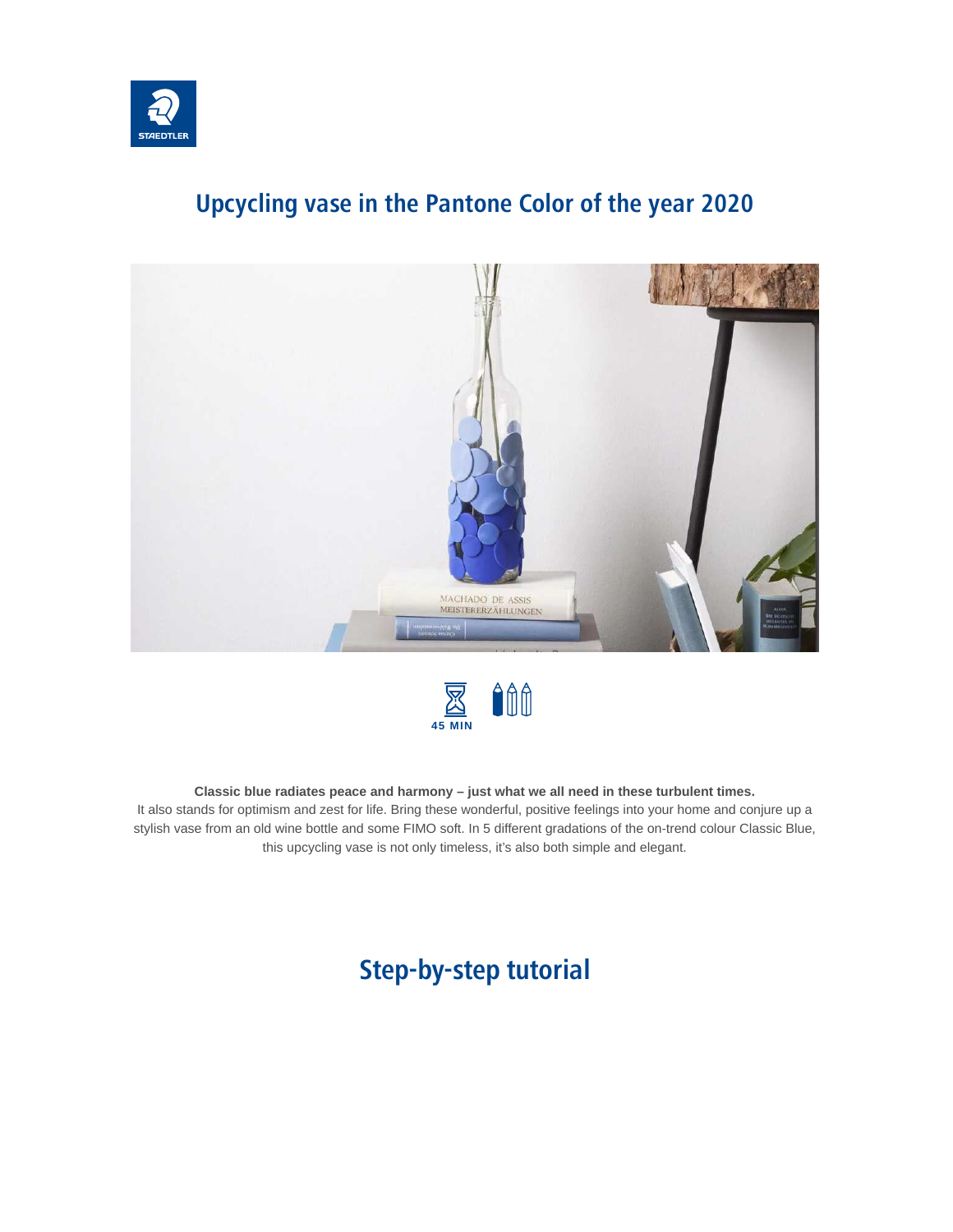# Upcycling vase in the Pantone Color of the year 2020

45 MIN

**Classic blue radiates peace and harmony – just what we all need in these turbulent times.**
It also stands for optimism and zest for life. Bring these wonderful, positive feelings into your home and conjure up a stylish vase from an old wine bottle and some FIMO soft. In 5 different gradations of the on-trend colour Classic Blue, this upcycling vase is not only timeless, it's also both simple and elegant.

## Step-by-step tutorial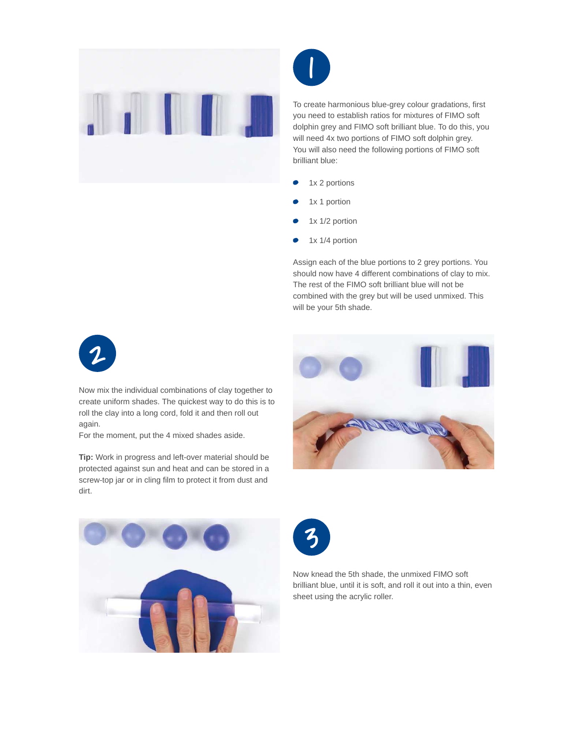## 1

To create harmonious blue-grey colour gradations, first you need to establish ratios for mixtures of FIMO soft dolphin grey and FIMO soft brilliant blue. To do this, you will need 4x two portions of FIMO soft dolphin grey. You will also need the following portions of FIMO soft brilliant blue:

- 1x 2 portions
- 1x 1 portion
- 1x 1/2 portion
- 1x 1/4 portion

Assign each of the blue portions to 2 grey portions. You should now have 4 different combinations of clay to mix. The rest of the FIMO soft brilliant blue will not be combined with the grey but will be used unmixed. This will be your 5th shade.

## 2

Now mix the individual combinations of clay together to create uniform shades. The quickest way to do this is to roll the clay into a long cord, fold it and then roll out again.
For the moment, put the 4 mixed shades aside.

**Tip:** Work in progress and left-over material should be protected against sun and heat and can be stored in a screw-top jar or in cling film to protect it from dust and dirt.

## 3

Now knead the 5th shade, the unmixed FIMO soft brilliant blue, until it is soft, and roll it out into a thin, even sheet using the acrylic roller.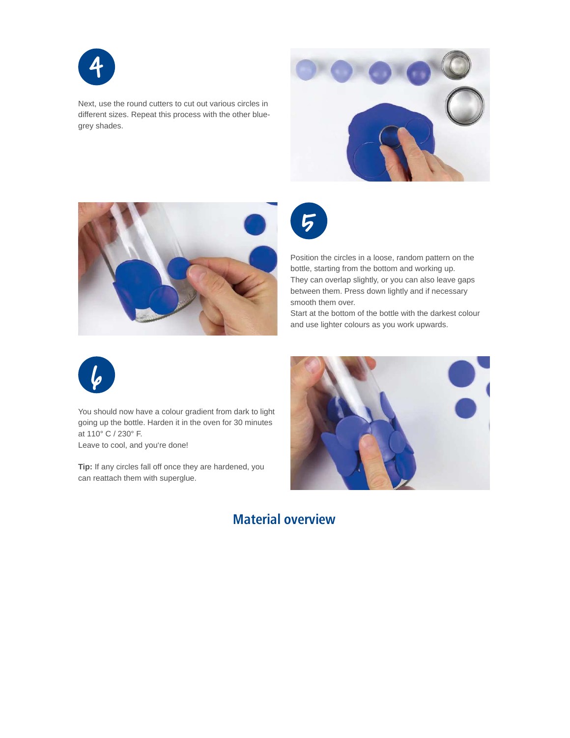4

Next, use the round cutters to cut out various circles in different sizes. Repeat this process with the other blue-grey shades.

5

Position the circles in a loose, random pattern on the bottle, starting from the bottom and working up. They can overlap slightly, or you can also leave gaps between them. Press down lightly and if necessary smooth them over.
Start at the bottom of the bottle with the darkest colour and use lighter colours as you work upwards.

6

You should now have a colour gradient from dark to light going up the bottle. Harden it in the oven for 30 minutes at 110° C / 230° F.
Leave to cool, and you're done!

**Tip:** If any circles fall off once they are hardened, you can reattach them with superglue.

## Material overview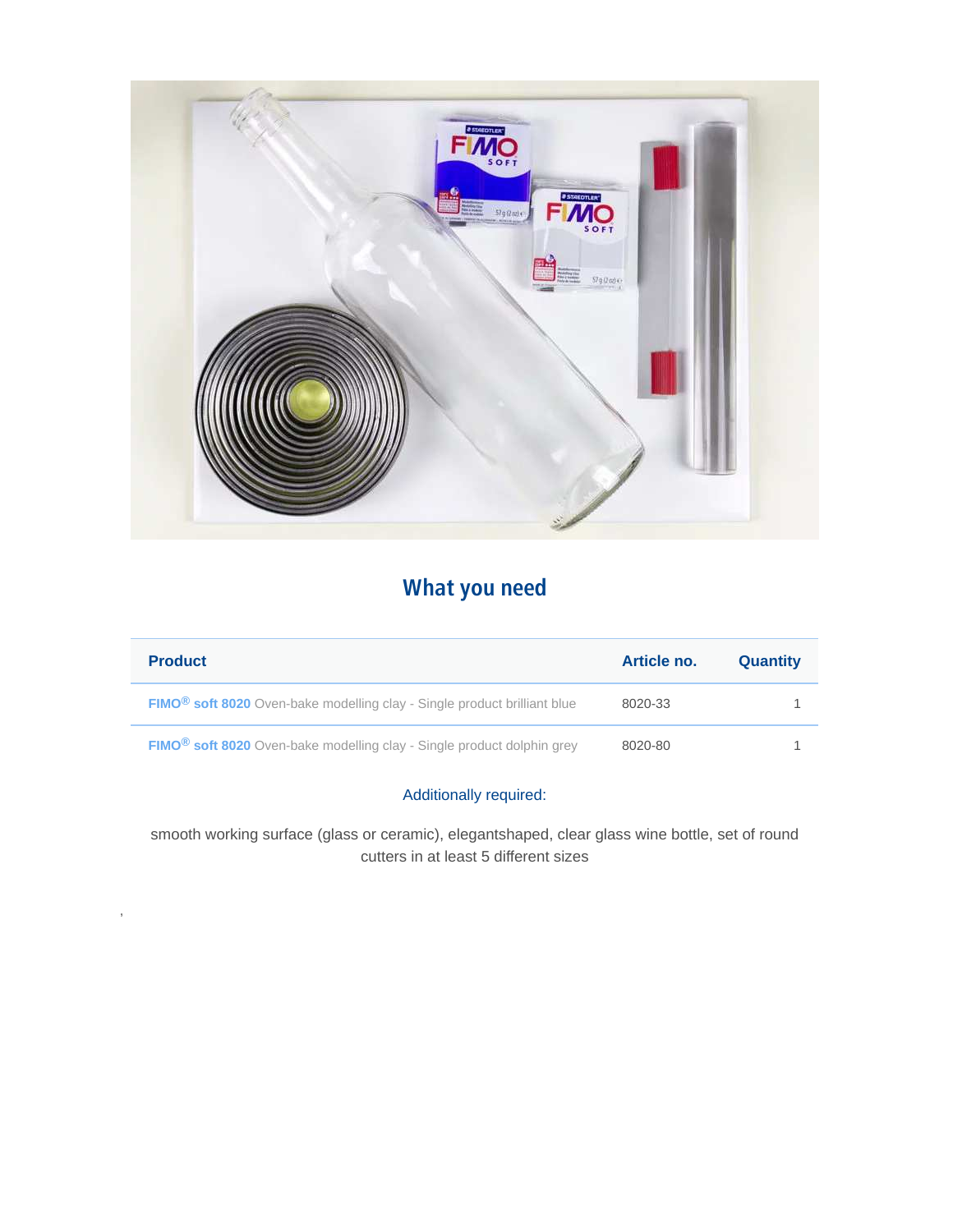## What you need

| Product | Article no. | Quantity |
| --- | --- | --- |
| **FIMO® soft 8020** Oven-bake modelling clay - Single product brilliant blue | 8020-33 | 1 |
| **FIMO® soft 8020** Oven-bake modelling clay - Single product dolphin grey | 8020-80 | 1 |

Additionally required:

smooth working surface (glass or ceramic), elegantshaped, clear glass wine bottle, set of round cutters in at least 5 different sizes